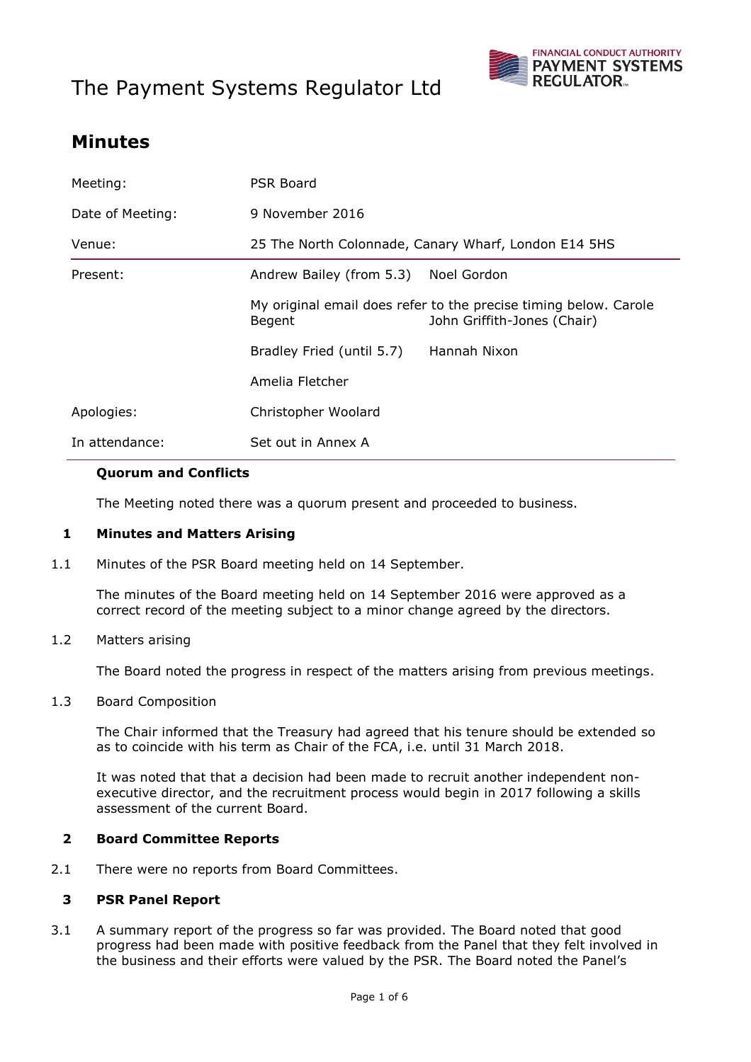# The Payment Systems Regulator Ltd

## Minutes

| | | |
|---|---|---|
| Meeting: | PSR Board | |
| Date of Meeting: | 9 November 2016 | |
| Venue: | 25 The North Colonnade, Canary Wharf, London E14 5HS | |
| Present: | Andrew Bailey (from 5.3) | Noel Gordon |
| | My original email does refer to the precise timing below. Carole Begent | John Griffith-Jones (Chair) |
| | Bradley Fried (until 5.7) | Hannah Nixon |
| | Amelia Fletcher | |
| Apologies: | Christopher Woolard | |
| In attendance: | Set out in Annex A | |

### Quorum and Conflicts

The Meeting noted there was a quorum present and proceeded to business.

### 1 Minutes and Matters Arising

1.1 Minutes of the PSR Board meeting held on 14 September.

The minutes of the Board meeting held on 14 September 2016 were approved as a correct record of the meeting subject to a minor change agreed by the directors.

1.2 Matters arising

The Board noted the progress in respect of the matters arising from previous meetings.

1.3 Board Composition

The Chair informed that the Treasury had agreed that his tenure should be extended so as to coincide with his term as Chair of the FCA, i.e. until 31 March 2018.

It was noted that that a decision had been made to recruit another independent non-executive director, and the recruitment process would begin in 2017 following a skills assessment of the current Board.

### 2 Board Committee Reports

2.1 There were no reports from Board Committees.

### 3 PSR Panel Report

3.1 A summary report of the progress so far was provided. The Board noted that good progress had been made with positive feedback from the Panel that they felt involved in the business and their efforts were valued by the PSR. The Board noted the Panel's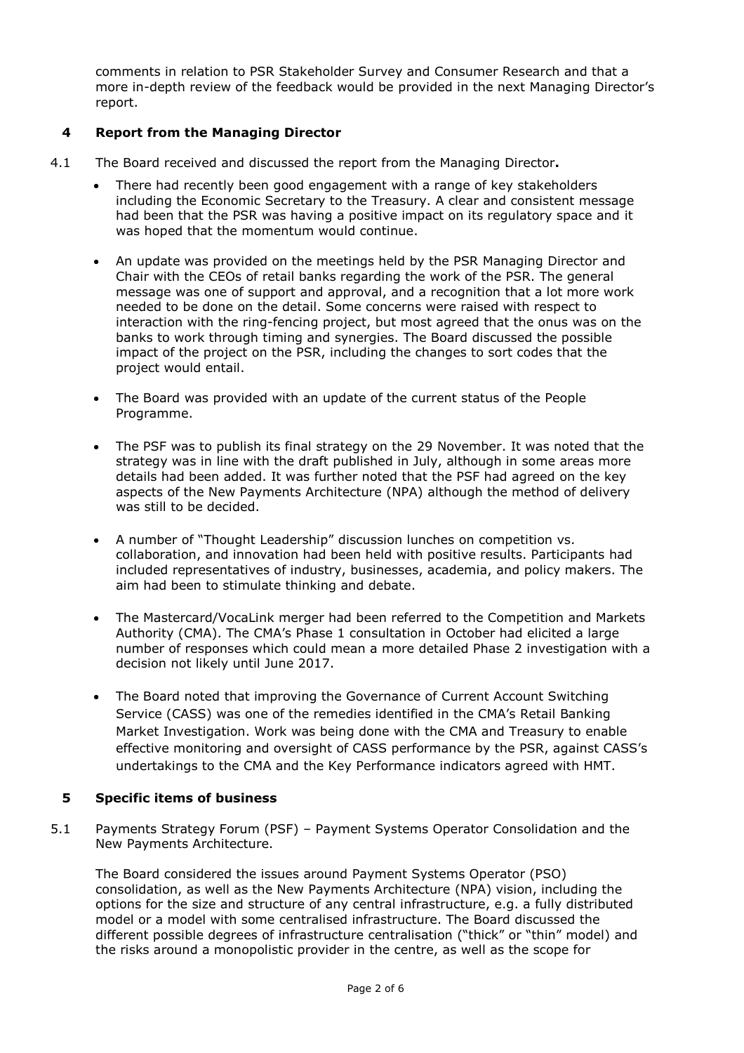comments in relation to PSR Stakeholder Survey and Consumer Research and that a more in-depth review of the feedback would be provided in the next Managing Director's report.

## 4 Report from the Managing Director

4.1 The Board received and discussed the report from the Managing Director**.**

- There had recently been good engagement with a range of key stakeholders including the Economic Secretary to the Treasury. A clear and consistent message had been that the PSR was having a positive impact on its regulatory space and it was hoped that the momentum would continue.
- An update was provided on the meetings held by the PSR Managing Director and Chair with the CEOs of retail banks regarding the work of the PSR. The general message was one of support and approval, and a recognition that a lot more work needed to be done on the detail. Some concerns were raised with respect to interaction with the ring-fencing project, but most agreed that the onus was on the banks to work through timing and synergies. The Board discussed the possible impact of the project on the PSR, including the changes to sort codes that the project would entail.
- The Board was provided with an update of the current status of the People Programme.
- The PSF was to publish its final strategy on the 29 November. It was noted that the strategy was in line with the draft published in July, although in some areas more details had been added. It was further noted that the PSF had agreed on the key aspects of the New Payments Architecture (NPA) although the method of delivery was still to be decided.
- A number of "Thought Leadership" discussion lunches on competition vs. collaboration, and innovation had been held with positive results. Participants had included representatives of industry, businesses, academia, and policy makers. The aim had been to stimulate thinking and debate.
- The Mastercard/VocaLink merger had been referred to the Competition and Markets Authority (CMA). The CMA's Phase 1 consultation in October had elicited a large number of responses which could mean a more detailed Phase 2 investigation with a decision not likely until June 2017.
- The Board noted that improving the Governance of Current Account Switching Service (CASS) was one of the remedies identified in the CMA's Retail Banking Market Investigation. Work was being done with the CMA and Treasury to enable effective monitoring and oversight of CASS performance by the PSR, against CASS's undertakings to the CMA and the Key Performance indicators agreed with HMT.

## 5 Specific items of business

5.1 Payments Strategy Forum (PSF) – Payment Systems Operator Consolidation and the New Payments Architecture.

The Board considered the issues around Payment Systems Operator (PSO) consolidation, as well as the New Payments Architecture (NPA) vision, including the options for the size and structure of any central infrastructure, e.g. a fully distributed model or a model with some centralised infrastructure. The Board discussed the different possible degrees of infrastructure centralisation ("thick" or "thin" model) and the risks around a monopolistic provider in the centre, as well as the scope for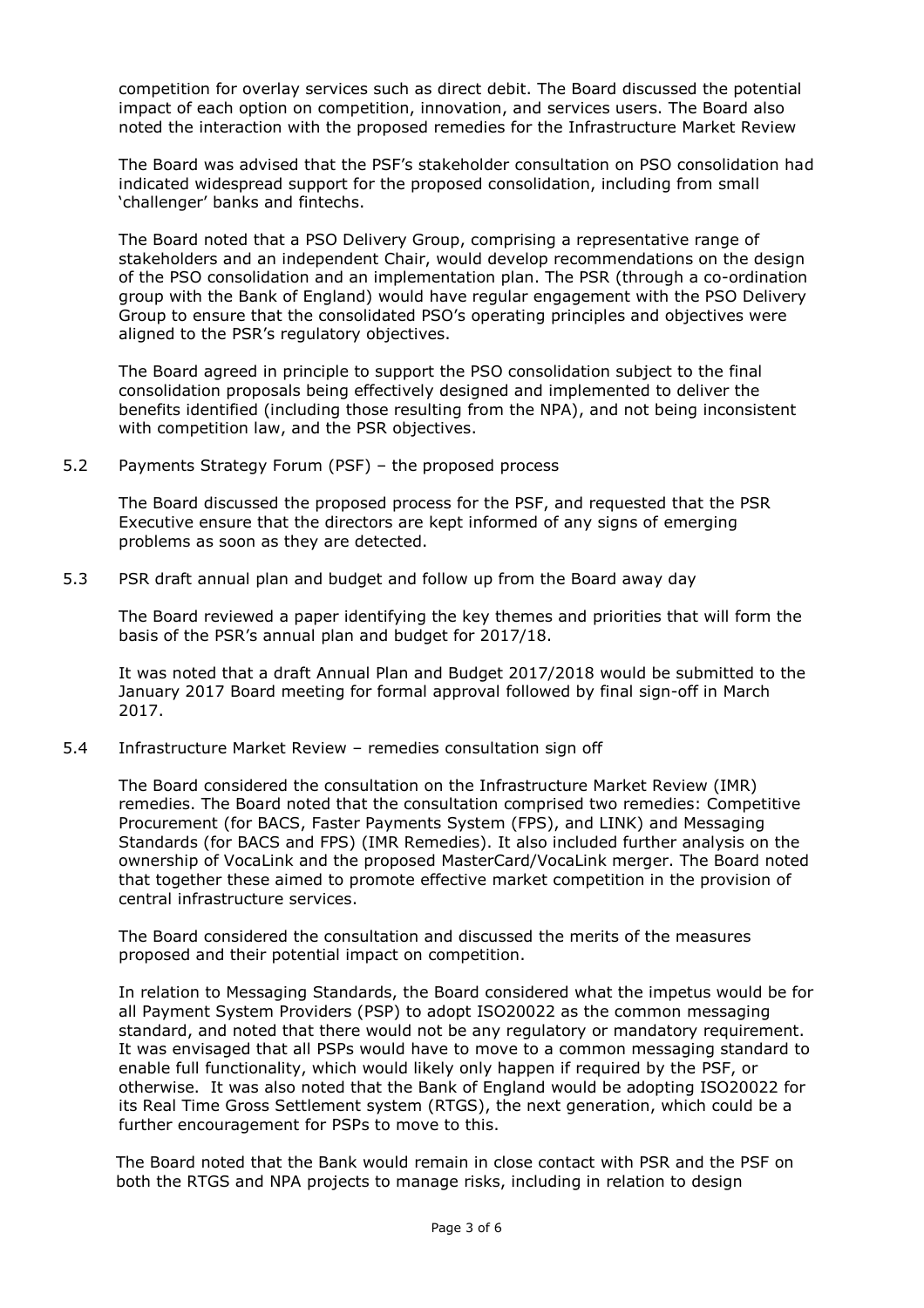competition for overlay services such as direct debit. The Board discussed the potential impact of each option on competition, innovation, and services users. The Board also noted the interaction with the proposed remedies for the Infrastructure Market Review

The Board was advised that the PSF's stakeholder consultation on PSO consolidation had indicated widespread support for the proposed consolidation, including from small 'challenger' banks and fintechs.

The Board noted that a PSO Delivery Group, comprising a representative range of stakeholders and an independent Chair, would develop recommendations on the design of the PSO consolidation and an implementation plan. The PSR (through a co-ordination group with the Bank of England) would have regular engagement with the PSO Delivery Group to ensure that the consolidated PSO's operating principles and objectives were aligned to the PSR's regulatory objectives.

The Board agreed in principle to support the PSO consolidation subject to the final consolidation proposals being effectively designed and implemented to deliver the benefits identified (including those resulting from the NPA), and not being inconsistent with competition law, and the PSR objectives.

5.2 Payments Strategy Forum (PSF) – the proposed process

The Board discussed the proposed process for the PSF, and requested that the PSR Executive ensure that the directors are kept informed of any signs of emerging problems as soon as they are detected.

5.3 PSR draft annual plan and budget and follow up from the Board away day

The Board reviewed a paper identifying the key themes and priorities that will form the basis of the PSR's annual plan and budget for 2017/18.

It was noted that a draft Annual Plan and Budget 2017/2018 would be submitted to the January 2017 Board meeting for formal approval followed by final sign-off in March 2017.

5.4 Infrastructure Market Review – remedies consultation sign off

The Board considered the consultation on the Infrastructure Market Review (IMR) remedies. The Board noted that the consultation comprised two remedies: Competitive Procurement (for BACS, Faster Payments System (FPS), and LINK) and Messaging Standards (for BACS and FPS) (IMR Remedies). It also included further analysis on the ownership of VocaLink and the proposed MasterCard/VocaLink merger. The Board noted that together these aimed to promote effective market competition in the provision of central infrastructure services.

The Board considered the consultation and discussed the merits of the measures proposed and their potential impact on competition.

In relation to Messaging Standards, the Board considered what the impetus would be for all Payment System Providers (PSP) to adopt ISO20022 as the common messaging standard, and noted that there would not be any regulatory or mandatory requirement. It was envisaged that all PSPs would have to move to a common messaging standard to enable full functionality, which would likely only happen if required by the PSF, or otherwise. It was also noted that the Bank of England would be adopting ISO20022 for its Real Time Gross Settlement system (RTGS), the next generation, which could be a further encouragement for PSPs to move to this.

The Board noted that the Bank would remain in close contact with PSR and the PSF on both the RTGS and NPA projects to manage risks, including in relation to design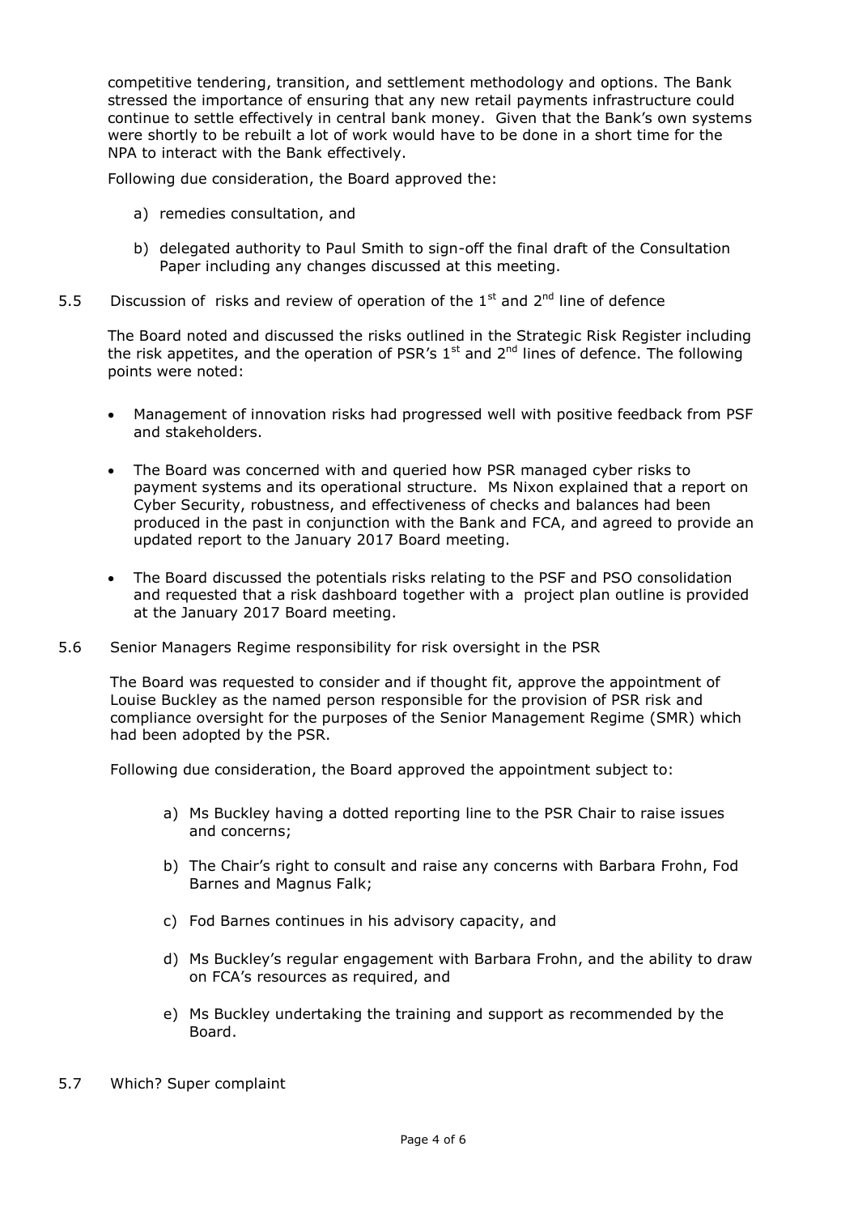competitive tendering, transition, and settlement methodology and options. The Bank stressed the importance of ensuring that any new retail payments infrastructure could continue to settle effectively in central bank money. Given that the Bank's own systems were shortly to be rebuilt a lot of work would have to be done in a short time for the NPA to interact with the Bank effectively.

Following due consideration, the Board approved the:

a) remedies consultation, and

b) delegated authority to Paul Smith to sign-off the final draft of the Consultation Paper including any changes discussed at this meeting.

5.5 Discussion of risks and review of operation of the 1st and 2nd line of defence

The Board noted and discussed the risks outlined in the Strategic Risk Register including the risk appetites, and the operation of PSR's 1st and 2nd lines of defence. The following points were noted:

- Management of innovation risks had progressed well with positive feedback from PSF and stakeholders.
- The Board was concerned with and queried how PSR managed cyber risks to payment systems and its operational structure. Ms Nixon explained that a report on Cyber Security, robustness, and effectiveness of checks and balances had been produced in the past in conjunction with the Bank and FCA, and agreed to provide an updated report to the January 2017 Board meeting.
- The Board discussed the potentials risks relating to the PSF and PSO consolidation and requested that a risk dashboard together with a project plan outline is provided at the January 2017 Board meeting.

5.6 Senior Managers Regime responsibility for risk oversight in the PSR

The Board was requested to consider and if thought fit, approve the appointment of Louise Buckley as the named person responsible for the provision of PSR risk and compliance oversight for the purposes of the Senior Management Regime (SMR) which had been adopted by the PSR.

Following due consideration, the Board approved the appointment subject to:

a) Ms Buckley having a dotted reporting line to the PSR Chair to raise issues and concerns;

b) The Chair's right to consult and raise any concerns with Barbara Frohn, Fod Barnes and Magnus Falk;

c) Fod Barnes continues in his advisory capacity, and

d) Ms Buckley's regular engagement with Barbara Frohn, and the ability to draw on FCA's resources as required, and

e) Ms Buckley undertaking the training and support as recommended by the Board.

5.7 Which? Super complaint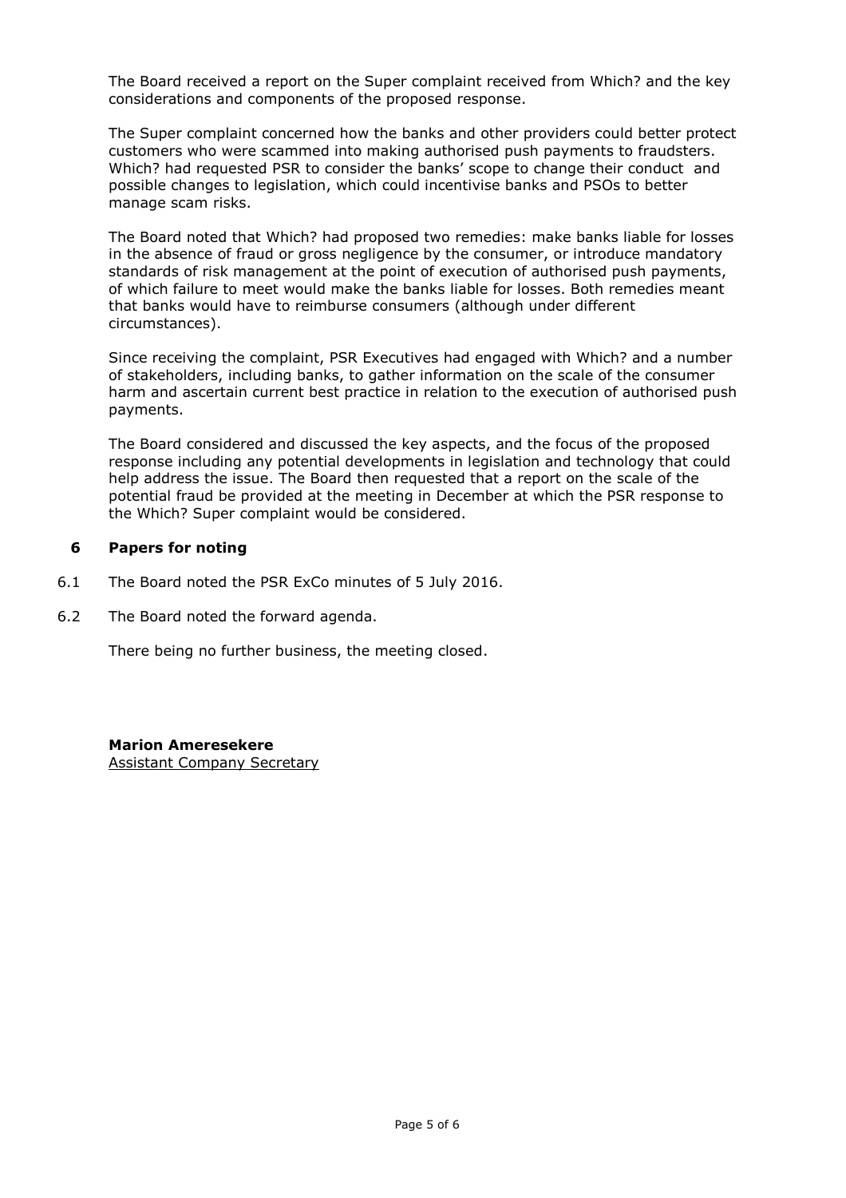The Board received a report on the Super complaint received from Which? and the key considerations and components of the proposed response.

The Super complaint concerned how the banks and other providers could better protect customers who were scammed into making authorised push payments to fraudsters. Which? had requested PSR to consider the banks' scope to change their conduct and possible changes to legislation, which could incentivise banks and PSOs to better manage scam risks.

The Board noted that Which? had proposed two remedies: make banks liable for losses in the absence of fraud or gross negligence by the consumer, or introduce mandatory standards of risk management at the point of execution of authorised push payments, of which failure to meet would make the banks liable for losses. Both remedies meant that banks would have to reimburse consumers (although under different circumstances).

Since receiving the complaint, PSR Executives had engaged with Which? and a number of stakeholders, including banks, to gather information on the scale of the consumer harm and ascertain current best practice in relation to the execution of authorised push payments.

The Board considered and discussed the key aspects, and the focus of the proposed response including any potential developments in legislation and technology that could help address the issue. The Board then requested that a report on the scale of the potential fraud be provided at the meeting in December at which the PSR response to the Which? Super complaint would be considered.

## 6 Papers for noting

6.1 The Board noted the PSR ExCo minutes of 5 July 2016.

6.2 The Board noted the forward agenda.

There being no further business, the meeting closed.

**Marion Ameresekere**
Assistant Company Secretary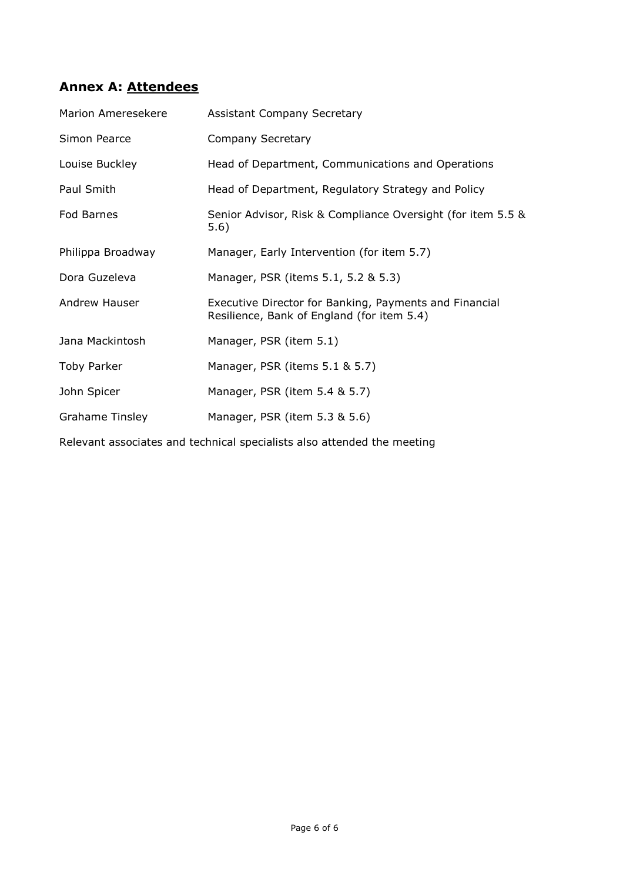## Annex A: <u>Attendees</u>

| | |
|---|---|
| Marion Ameresekere | Assistant Company Secretary |
| Simon Pearce | Company Secretary |
| Louise Buckley | Head of Department, Communications and Operations |
| Paul Smith | Head of Department, Regulatory Strategy and Policy |
| Fod Barnes | Senior Advisor, Risk & Compliance Oversight (for item 5.5 & 5.6) |
| Philippa Broadway | Manager, Early Intervention (for item 5.7) |
| Dora Guzeleva | Manager, PSR (items 5.1, 5.2 & 5.3) |
| Andrew Hauser | Executive Director for Banking, Payments and Financial Resilience, Bank of England (for item 5.4) |
| Jana Mackintosh | Manager, PSR (item 5.1) |
| Toby Parker | Manager, PSR (items 5.1 & 5.7) |
| John Spicer | Manager, PSR (item 5.4 & 5.7) |
| Grahame Tinsley | Manager, PSR (item 5.3 & 5.6) |

Relevant associates and technical specialists also attended the meeting